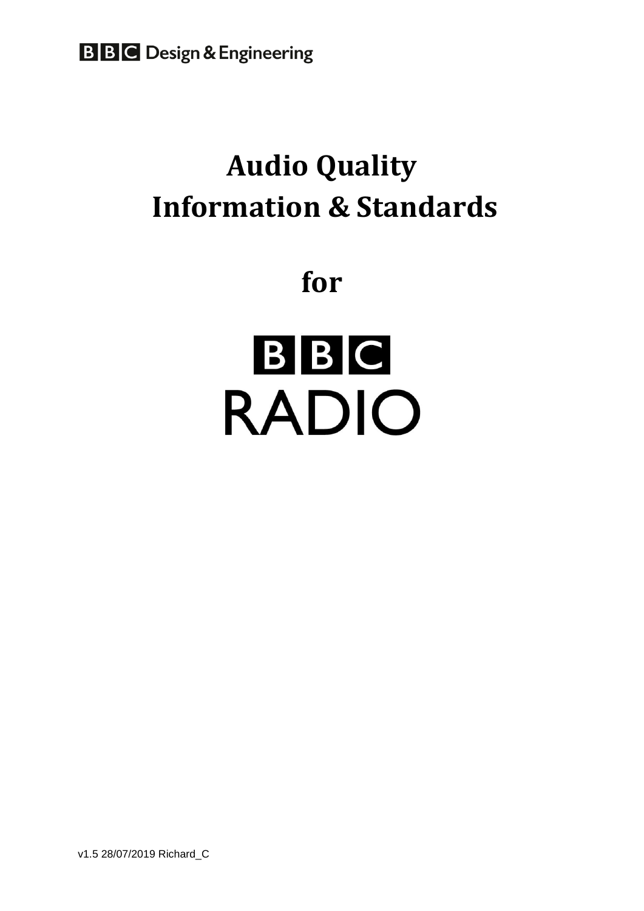BBC Design & Engineering

# Audio Quality
# Information & Standards

## for

# BBC
# RADIO

v1.5 28/07/2019 Richard_C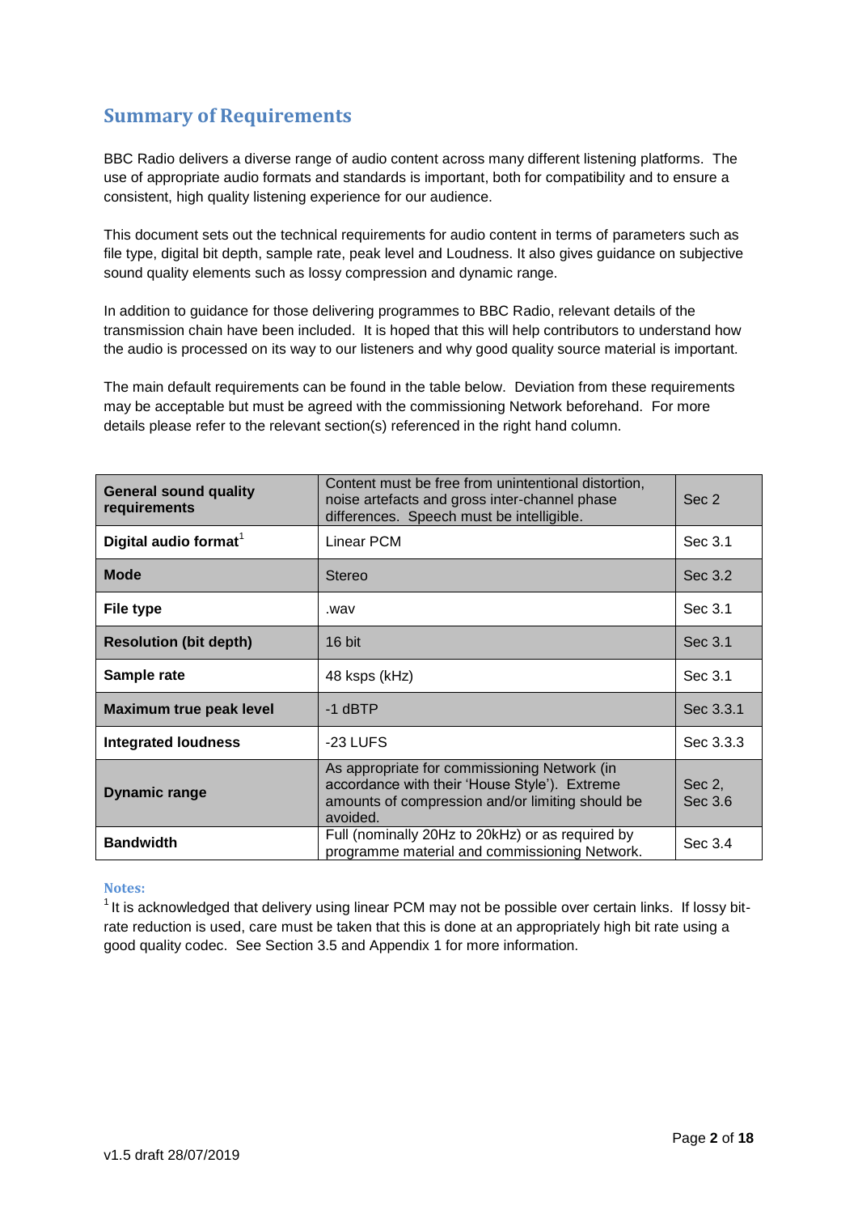## Summary of Requirements

BBC Radio delivers a diverse range of audio content across many different listening platforms. The use of appropriate audio formats and standards is important, both for compatibility and to ensure a consistent, high quality listening experience for our audience.

This document sets out the technical requirements for audio content in terms of parameters such as file type, digital bit depth, sample rate, peak level and Loudness. It also gives guidance on subjective sound quality elements such as lossy compression and dynamic range.

In addition to guidance for those delivering programmes to BBC Radio, relevant details of the transmission chain have been included. It is hoped that this will help contributors to understand how the audio is processed on its way to our listeners and why good quality source material is important.

The main default requirements can be found in the table below. Deviation from these requirements may be acceptable but must be agreed with the commissioning Network beforehand. For more details please refer to the relevant section(s) referenced in the right hand column.

| | | |
|---|---|---|
| **General sound quality requirements** | Content must be free from unintentional distortion, noise artefacts and gross inter-channel phase differences. Speech must be intelligible. | Sec 2 |
| **Digital audio format**[1] | Linear PCM | Sec 3.1 |
| **Mode** | Stereo | Sec 3.2 |
| **File type** | .wav | Sec 3.1 |
| **Resolution (bit depth)** | 16 bit | Sec 3.1 |
| **Sample rate** | 48 ksps (kHz) | Sec 3.1 |
| **Maximum true peak level** | -1 dBTP | Sec 3.3.1 |
| **Integrated loudness** | -23 LUFS | Sec 3.3.3 |
| **Dynamic range** | As appropriate for commissioning Network (in accordance with their 'House Style'). Extreme amounts of compression and/or limiting should be avoided. | Sec 2, Sec 3.6 |
| **Bandwidth** | Full (nominally 20Hz to 20kHz) or as required by programme material and commissioning Network. | Sec 3.4 |

**Notes:**

[1] It is acknowledged that delivery using linear PCM may not be possible over certain links. If lossy bit-rate reduction is used, care must be taken that this is done at an appropriately high bit rate using a good quality codec. See Section 3.5 and Appendix 1 for more information.

v1.5 draft 28/07/2019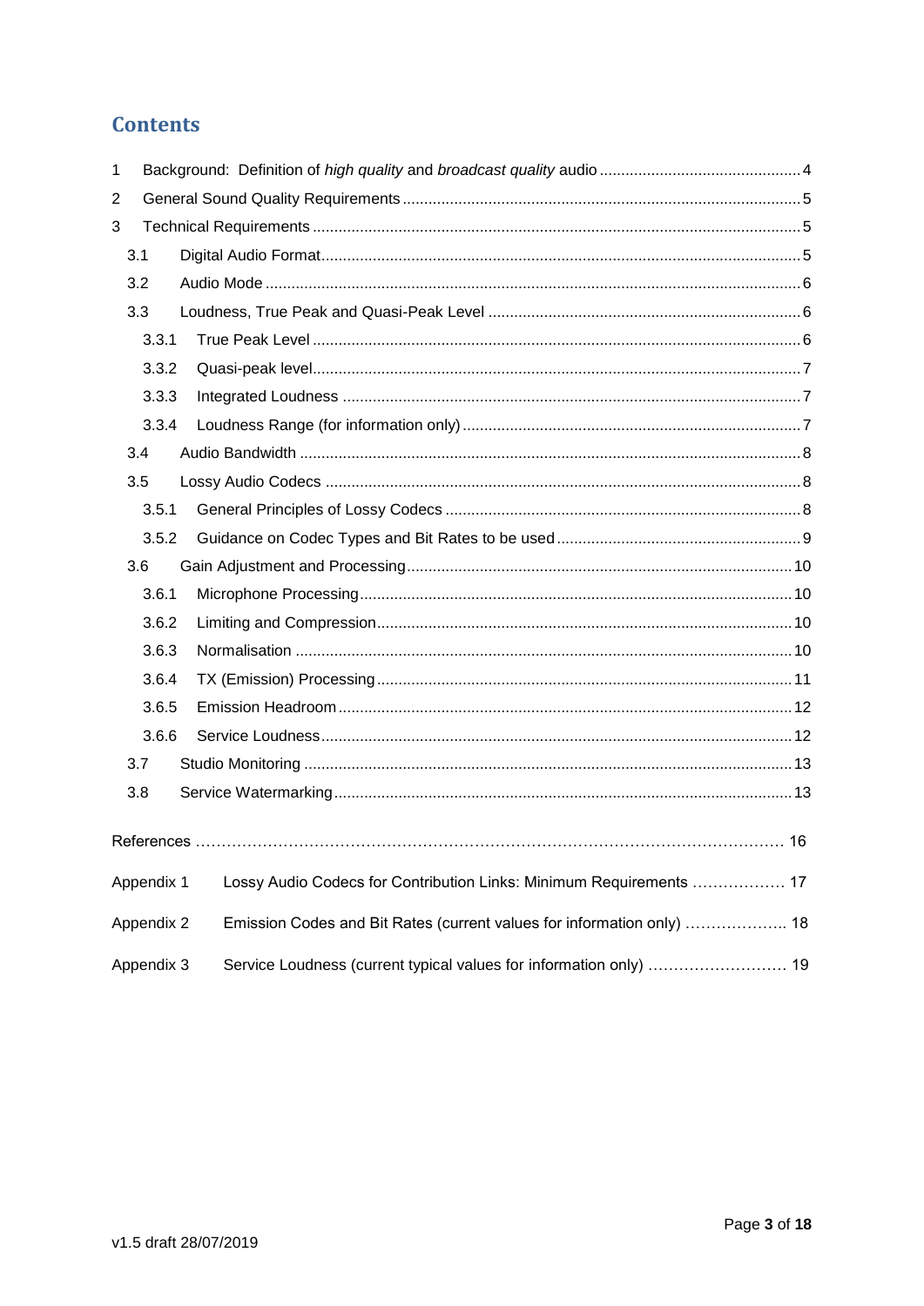## Contents

1 Background: Definition of *high quality* and *broadcast quality* audio ..... 4

2 General Sound Quality Requirements ..... 5

3 Technical Requirements ..... 5

- 3.1 Digital Audio Format ..... 5
- 3.2 Audio Mode ..... 6
- 3.3 Loudness, True Peak and Quasi-Peak Level ..... 6
  - 3.3.1 True Peak Level ..... 6
  - 3.3.2 Quasi-peak level ..... 7
  - 3.3.3 Integrated Loudness ..... 7
  - 3.3.4 Loudness Range (for information only) ..... 7
- 3.4 Audio Bandwidth ..... 8
- 3.5 Lossy Audio Codecs ..... 8
  - 3.5.1 General Principles of Lossy Codecs ..... 8
  - 3.5.2 Guidance on Codec Types and Bit Rates to be used ..... 9
- 3.6 Gain Adjustment and Processing ..... 10
  - 3.6.1 Microphone Processing ..... 10
  - 3.6.2 Limiting and Compression ..... 10
  - 3.6.3 Normalisation ..... 10
  - 3.6.4 TX (Emission) Processing ..... 11
  - 3.6.5 Emission Headroom ..... 12
  - 3.6.6 Service Loudness ..... 12
- 3.7 Studio Monitoring ..... 13
- 3.8 Service Watermarking ..... 13

References ..... 16

Appendix 1 Lossy Audio Codecs for Contribution Links: Minimum Requirements ..... 17

Appendix 2 Emission Codes and Bit Rates (current values for information only) ..... 18

Appendix 3 Service Loudness (current typical values for information only) ..... 19

v1.5 draft 28/07/2019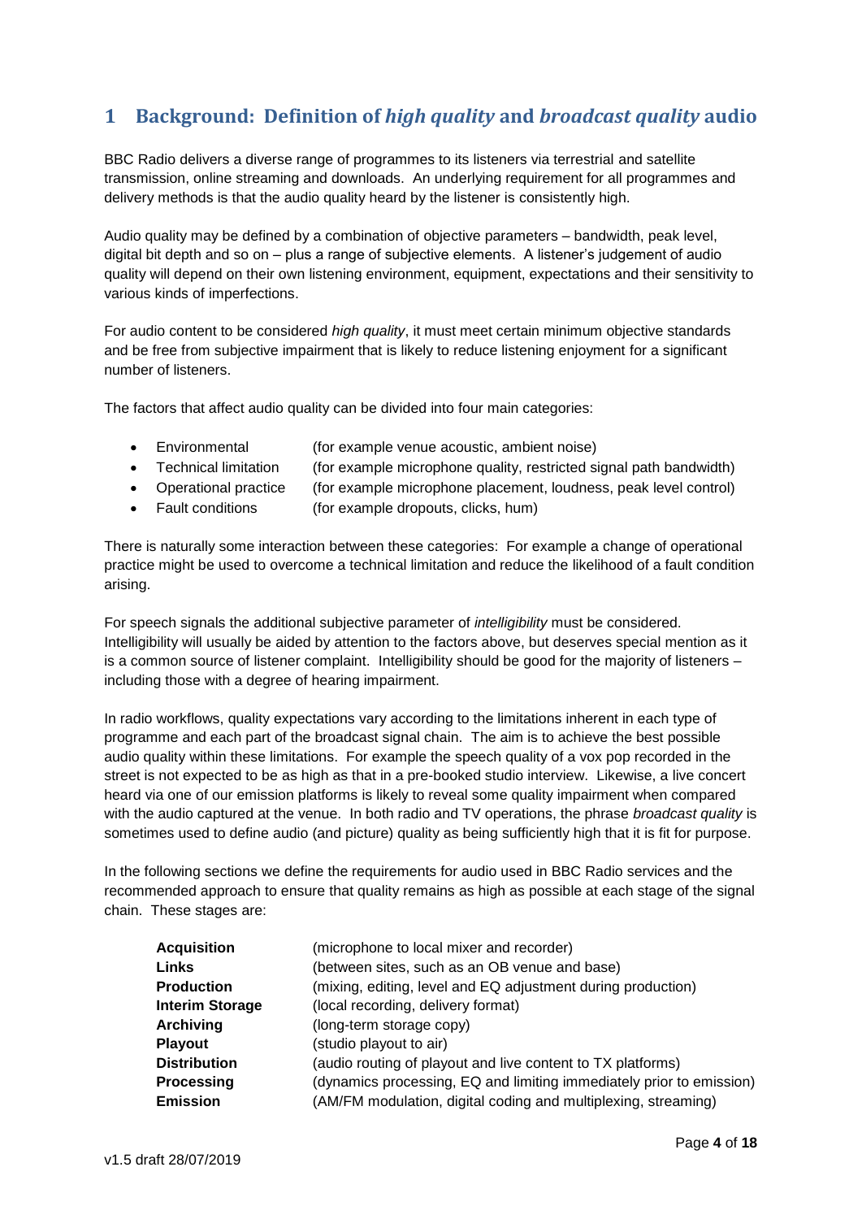# 1 Background: Definition of *high quality* and *broadcast quality* audio

BBC Radio delivers a diverse range of programmes to its listeners via terrestrial and satellite transmission, online streaming and downloads. An underlying requirement for all programmes and delivery methods is that the audio quality heard by the listener is consistently high.

Audio quality may be defined by a combination of objective parameters – bandwidth, peak level, digital bit depth and so on – plus a range of subjective elements. A listener's judgement of audio quality will depend on their own listening environment, equipment, expectations and their sensitivity to various kinds of imperfections.

For audio content to be considered *high quality*, it must meet certain minimum objective standards and be free from subjective impairment that is likely to reduce listening enjoyment for a significant number of listeners.

The factors that affect audio quality can be divided into four main categories:

- Environmental (for example venue acoustic, ambient noise)
- Technical limitation (for example microphone quality, restricted signal path bandwidth)
- Operational practice (for example microphone placement, loudness, peak level control)
- Fault conditions (for example dropouts, clicks, hum)

There is naturally some interaction between these categories: For example a change of operational practice might be used to overcome a technical limitation and reduce the likelihood of a fault condition arising.

For speech signals the additional subjective parameter of *intelligibility* must be considered. Intelligibility will usually be aided by attention to the factors above, but deserves special mention as it is a common source of listener complaint. Intelligibility should be good for the majority of listeners – including those with a degree of hearing impairment.

In radio workflows, quality expectations vary according to the limitations inherent in each type of programme and each part of the broadcast signal chain. The aim is to achieve the best possible audio quality within these limitations. For example the speech quality of a vox pop recorded in the street is not expected to be as high as that in a pre-booked studio interview. Likewise, a live concert heard via one of our emission platforms is likely to reveal some quality impairment when compared with the audio captured at the venue. In both radio and TV operations, the phrase *broadcast quality* is sometimes used to define audio (and picture) quality as being sufficiently high that it is fit for purpose.

In the following sections we define the requirements for audio used in BBC Radio services and the recommended approach to ensure that quality remains as high as possible at each stage of the signal chain. These stages are:

| | |
|---|---|
| **Acquisition** | (microphone to local mixer and recorder) |
| **Links** | (between sites, such as an OB venue and base) |
| **Production** | (mixing, editing, level and EQ adjustment during production) |
| **Interim Storage** | (local recording, delivery format) |
| **Archiving** | (long-term storage copy) |
| **Playout** | (studio playout to air) |
| **Distribution** | (audio routing of playout and live content to TX platforms) |
| **Processing** | (dynamics processing, EQ and limiting immediately prior to emission) |
| **Emission** | (AM/FM modulation, digital coding and multiplexing, streaming) |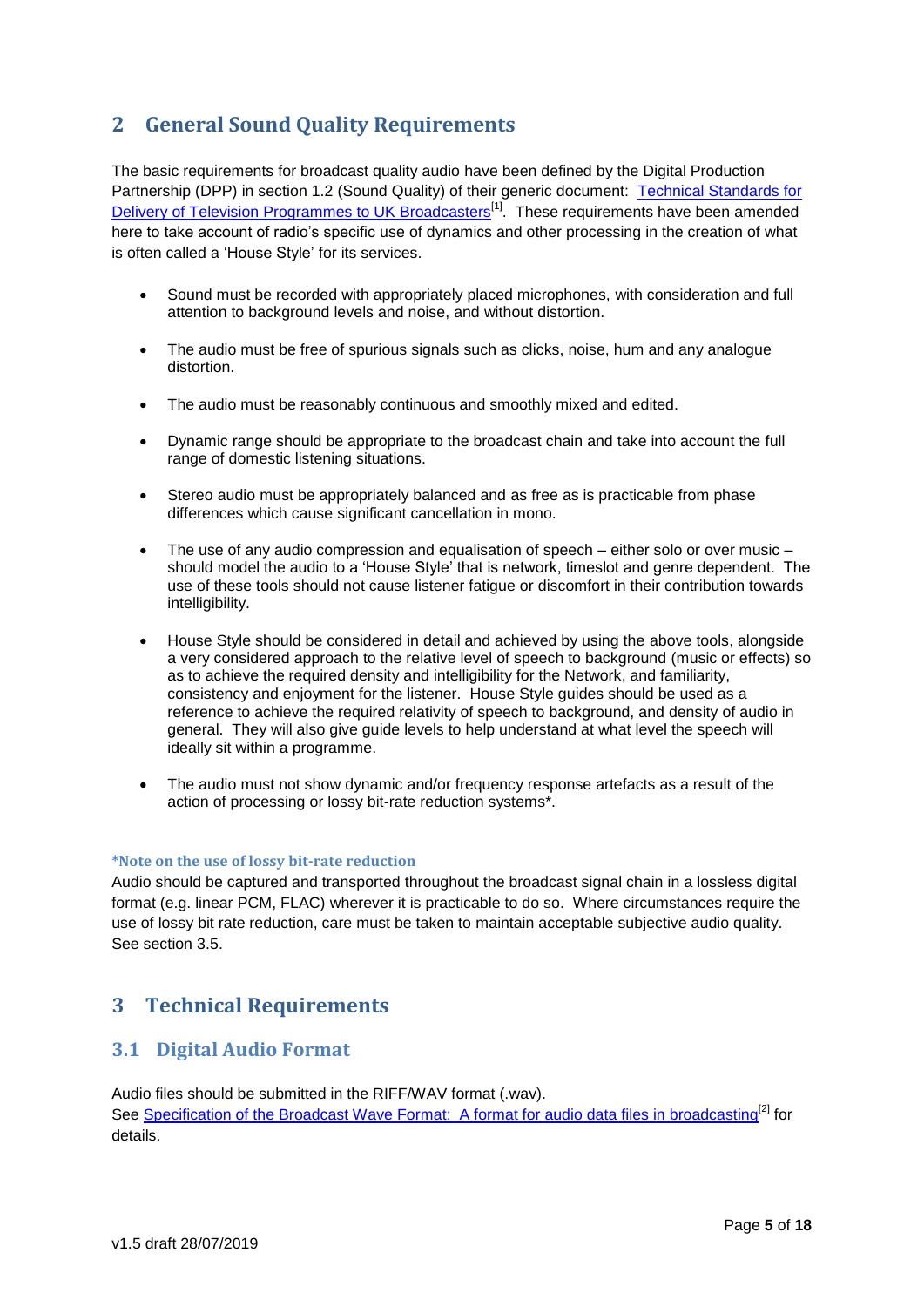## 2 General Sound Quality Requirements

The basic requirements for broadcast quality audio have been defined by the Digital Production Partnership (DPP) in section 1.2 (Sound Quality) of their generic document: [Technical Standards for Delivery of Television Programmes to UK Broadcasters][1]. These requirements have been amended here to take account of radio's specific use of dynamics and other processing in the creation of what is often called a 'House Style' for its services.

- Sound must be recorded with appropriately placed microphones, with consideration and full attention to background levels and noise, and without distortion.
- The audio must be free of spurious signals such as clicks, noise, hum and any analogue distortion.
- The audio must be reasonably continuous and smoothly mixed and edited.
- Dynamic range should be appropriate to the broadcast chain and take into account the full range of domestic listening situations.
- Stereo audio must be appropriately balanced and as free as is practicable from phase differences which cause significant cancellation in mono.
- The use of any audio compression and equalisation of speech – either solo or over music – should model the audio to a 'House Style' that is network, timeslot and genre dependent. The use of these tools should not cause listener fatigue or discomfort in their contribution towards intelligibility.
- House Style should be considered in detail and achieved by using the above tools, alongside a very considered approach to the relative level of speech to background (music or effects) so as to achieve the required density and intelligibility for the Network, and familiarity, consistency and enjoyment for the listener. House Style guides should be used as a reference to achieve the required relativity of speech to background, and density of audio in general. They will also give guide levels to help understand at what level the speech will ideally sit within a programme.
- The audio must not show dynamic and/or frequency response artefacts as a result of the action of processing or lossy bit-rate reduction systems*.

**\*Note on the use of lossy bit-rate reduction**
Audio should be captured and transported throughout the broadcast signal chain in a lossless digital format (e.g. linear PCM, FLAC) wherever it is practicable to do so. Where circumstances require the use of lossy bit rate reduction, care must be taken to maintain acceptable subjective audio quality. See section 3.5.

## 3 Technical Requirements

### 3.1 Digital Audio Format

Audio files should be submitted in the RIFF/WAV format (.wav).
See [Specification of the Broadcast Wave Format: A format for audio data files in broadcasting][2] for details.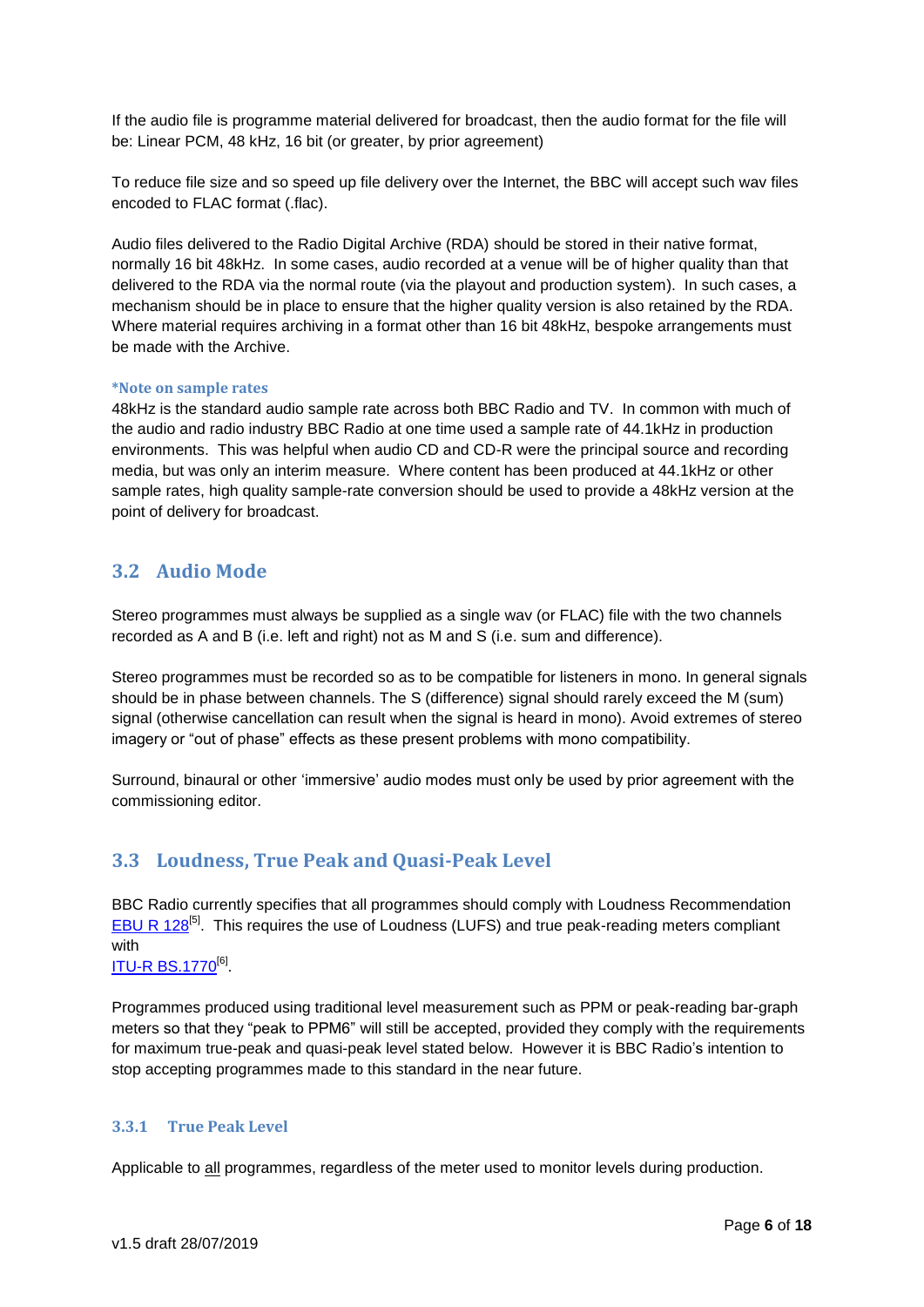If the audio file is programme material delivered for broadcast, then the audio format for the file will be: Linear PCM, 48 kHz, 16 bit (or greater, by prior agreement)

To reduce file size and so speed up file delivery over the Internet, the BBC will accept such wav files encoded to FLAC format (.flac).

Audio files delivered to the Radio Digital Archive (RDA) should be stored in their native format, normally 16 bit 48kHz. In some cases, audio recorded at a venue will be of higher quality than that delivered to the RDA via the normal route (via the playout and production system). In such cases, a mechanism should be in place to ensure that the higher quality version is also retained by the RDA. Where material requires archiving in a format other than 16 bit 48kHz, bespoke arrangements must be made with the Archive.

**\*Note on sample rates**

48kHz is the standard audio sample rate across both BBC Radio and TV. In common with much of the audio and radio industry BBC Radio at one time used a sample rate of 44.1kHz in production environments. This was helpful when audio CD and CD-R were the principal source and recording media, but was only an interim measure. Where content has been produced at 44.1kHz or other sample rates, high quality sample-rate conversion should be used to provide a 48kHz version at the point of delivery for broadcast.

## 3.2 Audio Mode

Stereo programmes must always be supplied as a single wav (or FLAC) file with the two channels recorded as A and B (i.e. left and right) not as M and S (i.e. sum and difference).

Stereo programmes must be recorded so as to be compatible for listeners in mono. In general signals should be in phase between channels. The S (difference) signal should rarely exceed the M (sum) signal (otherwise cancellation can result when the signal is heard in mono). Avoid extremes of stereo imagery or "out of phase" effects as these present problems with mono compatibility.

Surround, binaural or other 'immersive' audio modes must only be used by prior agreement with the commissioning editor.

## 3.3 Loudness, True Peak and Quasi-Peak Level

BBC Radio currently specifies that all programmes should comply with Loudness Recommendation EBU R 128[5]. This requires the use of Loudness (LUFS) and true peak-reading meters compliant with ITU-R BS.1770[6].

Programmes produced using traditional level measurement such as PPM or peak-reading bar-graph meters so that they "peak to PPM6" will still be accepted, provided they comply with the requirements for maximum true-peak and quasi-peak level stated below. However it is BBC Radio's intention to stop accepting programmes made to this standard in the near future.

### 3.3.1 True Peak Level

Applicable to all programmes, regardless of the meter used to monitor levels during production.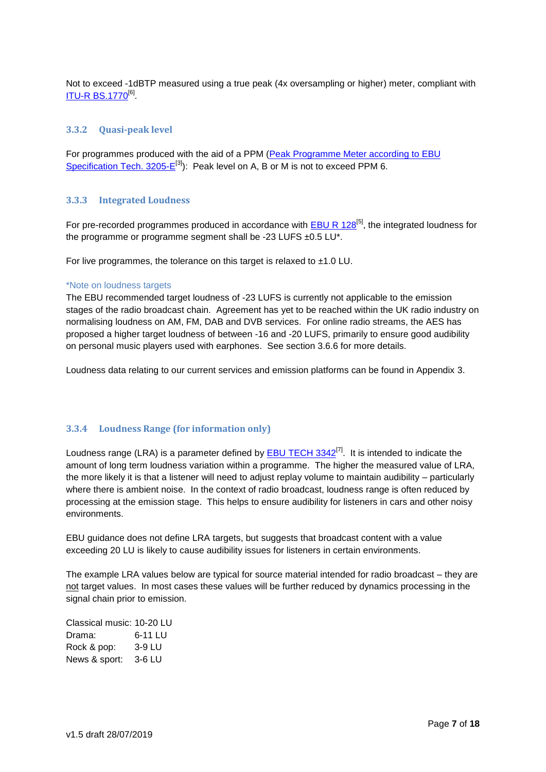Not to exceed -1dBTP measured using a true peak (4x oversampling or higher) meter, compliant with ITU-R BS.1770[6].

### 3.3.2 Quasi-peak level

For programmes produced with the aid of a PPM (Peak Programme Meter according to EBU Specification Tech. 3205-E[3]): Peak level on A, B or M is not to exceed PPM 6.

### 3.3.3 Integrated Loudness

For pre-recorded programmes produced in accordance with EBU R 128[5], the integrated loudness for the programme or programme segment shall be -23 LUFS ±0.5 LU*.

For live programmes, the tolerance on this target is relaxed to ±1.0 LU.

*Note on loudness targets

The EBU recommended target loudness of -23 LUFS is currently not applicable to the emission stages of the radio broadcast chain. Agreement has yet to be reached within the UK radio industry on normalising loudness on AM, FM, DAB and DVB services. For online radio streams, the AES has proposed a higher target loudness of between -16 and -20 LUFS, primarily to ensure good audibility on personal music players used with earphones. See section 3.6.6 for more details.

Loudness data relating to our current services and emission platforms can be found in Appendix 3.

### 3.3.4 Loudness Range (for information only)

Loudness range (LRA) is a parameter defined by EBU TECH 3342[7]. It is intended to indicate the amount of long term loudness variation within a programme. The higher the measured value of LRA, the more likely it is that a listener will need to adjust replay volume to maintain audibility – particularly where there is ambient noise. In the context of radio broadcast, loudness range is often reduced by processing at the emission stage. This helps to ensure audibility for listeners in cars and other noisy environments.

EBU guidance does not define LRA targets, but suggests that broadcast content with a value exceeding 20 LU is likely to cause audibility issues for listeners in certain environments.

The example LRA values below are typical for source material intended for radio broadcast – they are not target values. In most cases these values will be further reduced by dynamics processing in the signal chain prior to emission.

Classical music: 10-20 LU
Drama: 6-11 LU
Rock & pop: 3-9 LU
News & sport: 3-6 LU

v1.5 draft 28/07/2019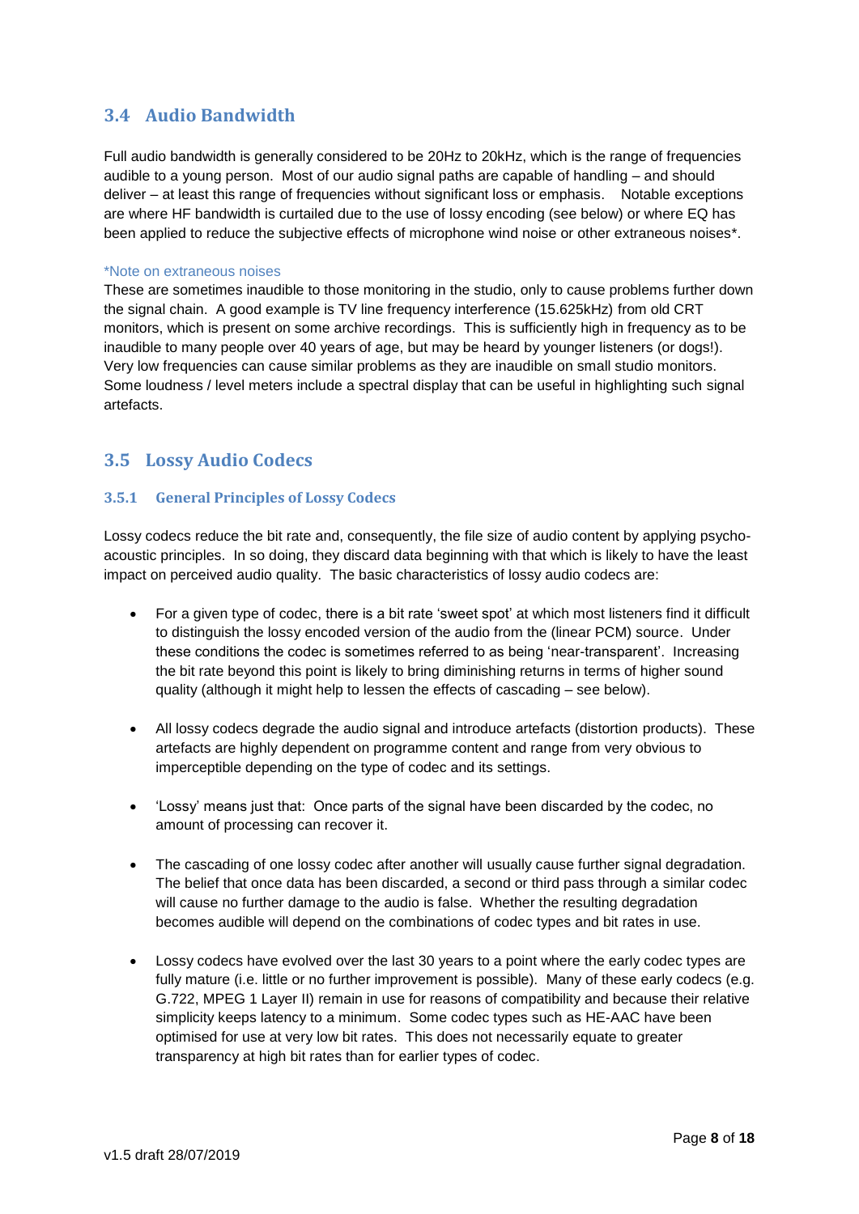## 3.4 Audio Bandwidth

Full audio bandwidth is generally considered to be 20Hz to 20kHz, which is the range of frequencies audible to a young person. Most of our audio signal paths are capable of handling – and should deliver – at least this range of frequencies without significant loss or emphasis. Notable exceptions are where HF bandwidth is curtailed due to the use of lossy encoding (see below) or where EQ has been applied to reduce the subjective effects of microphone wind noise or other extraneous noises*.

*Note on extraneous noises

These are sometimes inaudible to those monitoring in the studio, only to cause problems further down the signal chain. A good example is TV line frequency interference (15.625kHz) from old CRT monitors, which is present on some archive recordings. This is sufficiently high in frequency as to be inaudible to many people over 40 years of age, but may be heard by younger listeners (or dogs!). Very low frequencies can cause similar problems as they are inaudible on small studio monitors. Some loudness / level meters include a spectral display that can be useful in highlighting such signal artefacts.

## 3.5 Lossy Audio Codecs

### 3.5.1 General Principles of Lossy Codecs

Lossy codecs reduce the bit rate and, consequently, the file size of audio content by applying psycho-acoustic principles. In so doing, they discard data beginning with that which is likely to have the least impact on perceived audio quality. The basic characteristics of lossy audio codecs are:

- For a given type of codec, there is a bit rate 'sweet spot' at which most listeners find it difficult to distinguish the lossy encoded version of the audio from the (linear PCM) source. Under these conditions the codec is sometimes referred to as being 'near-transparent'. Increasing the bit rate beyond this point is likely to bring diminishing returns in terms of higher sound quality (although it might help to lessen the effects of cascading – see below).

- All lossy codecs degrade the audio signal and introduce artefacts (distortion products). These artefacts are highly dependent on programme content and range from very obvious to imperceptible depending on the type of codec and its settings.

- 'Lossy' means just that: Once parts of the signal have been discarded by the codec, no amount of processing can recover it.

- The cascading of one lossy codec after another will usually cause further signal degradation. The belief that once data has been discarded, a second or third pass through a similar codec will cause no further damage to the audio is false. Whether the resulting degradation becomes audible will depend on the combinations of codec types and bit rates in use.

- Lossy codecs have evolved over the last 30 years to a point where the early codec types are fully mature (i.e. little or no further improvement is possible). Many of these early codecs (e.g. G.722, MPEG 1 Layer II) remain in use for reasons of compatibility and because their relative simplicity keeps latency to a minimum. Some codec types such as HE-AAC have been optimised for use at very low bit rates. This does not necessarily equate to greater transparency at high bit rates than for earlier types of codec.

v1.5 draft 28/07/2019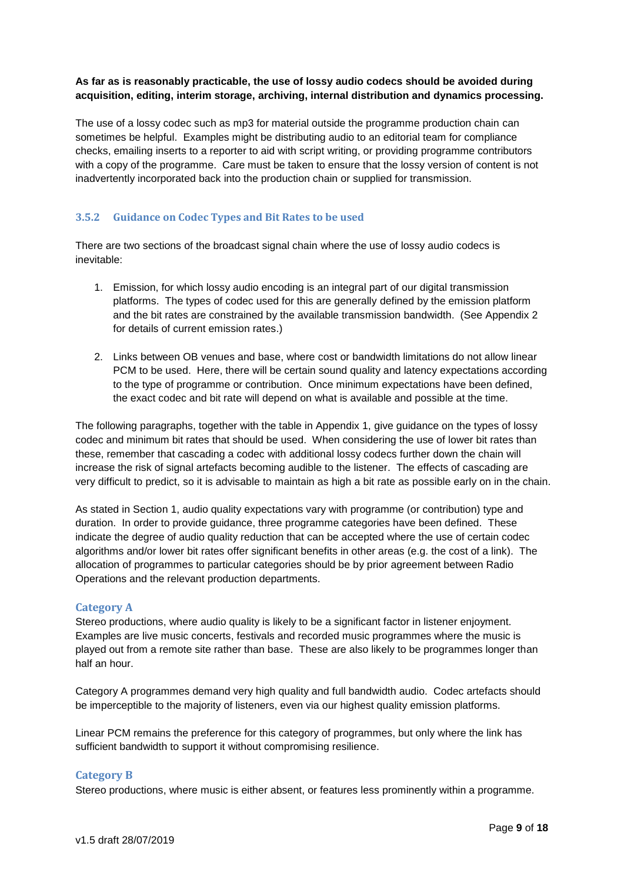**As far as is reasonably practicable, the use of lossy audio codecs should be avoided during acquisition, editing, interim storage, archiving, internal distribution and dynamics processing.**

The use of a lossy codec such as mp3 for material outside the programme production chain can sometimes be helpful. Examples might be distributing audio to an editorial team for compliance checks, emailing inserts to a reporter to aid with script writing, or providing programme contributors with a copy of the programme. Care must be taken to ensure that the lossy version of content is not inadvertently incorporated back into the production chain or supplied for transmission.

### 3.5.2 Guidance on Codec Types and Bit Rates to be used

There are two sections of the broadcast signal chain where the use of lossy audio codecs is inevitable:

1. Emission, for which lossy audio encoding is an integral part of our digital transmission platforms. The types of codec used for this are generally defined by the emission platform and the bit rates are constrained by the available transmission bandwidth. (See Appendix 2 for details of current emission rates.)

2. Links between OB venues and base, where cost or bandwidth limitations do not allow linear PCM to be used. Here, there will be certain sound quality and latency expectations according to the type of programme or contribution. Once minimum expectations have been defined, the exact codec and bit rate will depend on what is available and possible at the time.

The following paragraphs, together with the table in Appendix 1, give guidance on the types of lossy codec and minimum bit rates that should be used. When considering the use of lower bit rates than these, remember that cascading a codec with additional lossy codecs further down the chain will increase the risk of signal artefacts becoming audible to the listener. The effects of cascading are very difficult to predict, so it is advisable to maintain as high a bit rate as possible early on in the chain.

As stated in Section 1, audio quality expectations vary with programme (or contribution) type and duration. In order to provide guidance, three programme categories have been defined. These indicate the degree of audio quality reduction that can be accepted where the use of certain codec algorithms and/or lower bit rates offer significant benefits in other areas (e.g. the cost of a link). The allocation of programmes to particular categories should be by prior agreement between Radio Operations and the relevant production departments.

#### Category A

Stereo productions, where audio quality is likely to be a significant factor in listener enjoyment. Examples are live music concerts, festivals and recorded music programmes where the music is played out from a remote site rather than base. These are also likely to be programmes longer than half an hour.

Category A programmes demand very high quality and full bandwidth audio. Codec artefacts should be imperceptible to the majority of listeners, even via our highest quality emission platforms.

Linear PCM remains the preference for this category of programmes, but only where the link has sufficient bandwidth to support it without compromising resilience.

#### Category B

Stereo productions, where music is either absent, or features less prominently within a programme.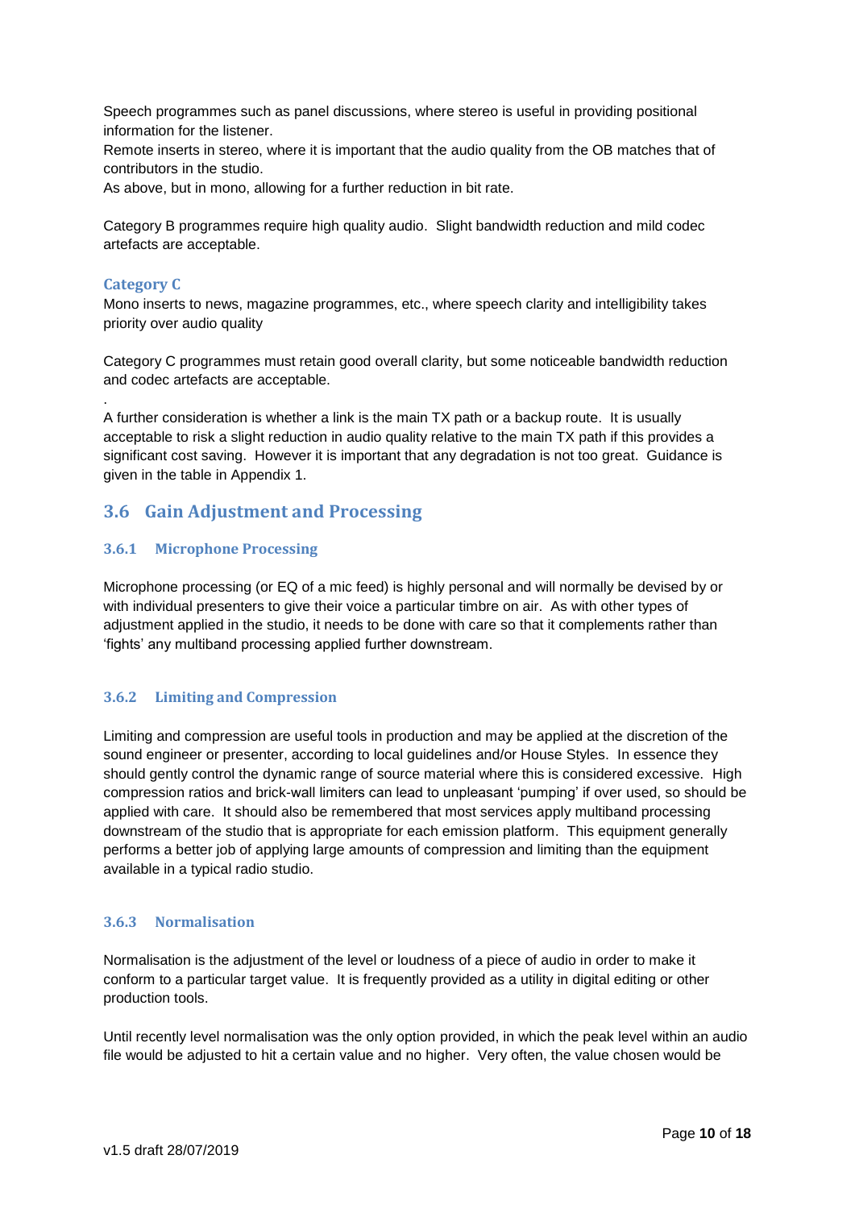Speech programmes such as panel discussions, where stereo is useful in providing positional information for the listener.
Remote inserts in stereo, where it is important that the audio quality from the OB matches that of contributors in the studio.
As above, but in mono, allowing for a further reduction in bit rate.

Category B programmes require high quality audio. Slight bandwidth reduction and mild codec artefacts are acceptable.

#### Category C

Mono inserts to news, magazine programmes, etc., where speech clarity and intelligibility takes priority over audio quality

Category C programmes must retain good overall clarity, but some noticeable bandwidth reduction and codec artefacts are acceptable.

.
A further consideration is whether a link is the main TX path or a backup route. It is usually acceptable to risk a slight reduction in audio quality relative to the main TX path if this provides a significant cost saving. However it is important that any degradation is not too great. Guidance is given in the table in Appendix 1.

## 3.6 Gain Adjustment and Processing

### 3.6.1 Microphone Processing

Microphone processing (or EQ of a mic feed) is highly personal and will normally be devised by or with individual presenters to give their voice a particular timbre on air. As with other types of adjustment applied in the studio, it needs to be done with care so that it complements rather than 'fights' any multiband processing applied further downstream.

### 3.6.2 Limiting and Compression

Limiting and compression are useful tools in production and may be applied at the discretion of the sound engineer or presenter, according to local guidelines and/or House Styles. In essence they should gently control the dynamic range of source material where this is considered excessive. High compression ratios and brick-wall limiters can lead to unpleasant 'pumping' if over used, so should be applied with care. It should also be remembered that most services apply multiband processing downstream of the studio that is appropriate for each emission platform. This equipment generally performs a better job of applying large amounts of compression and limiting than the equipment available in a typical radio studio.

### 3.6.3 Normalisation

Normalisation is the adjustment of the level or loudness of a piece of audio in order to make it conform to a particular target value. It is frequently provided as a utility in digital editing or other production tools.

Until recently level normalisation was the only option provided, in which the peak level within an audio file would be adjusted to hit a certain value and no higher. Very often, the value chosen would be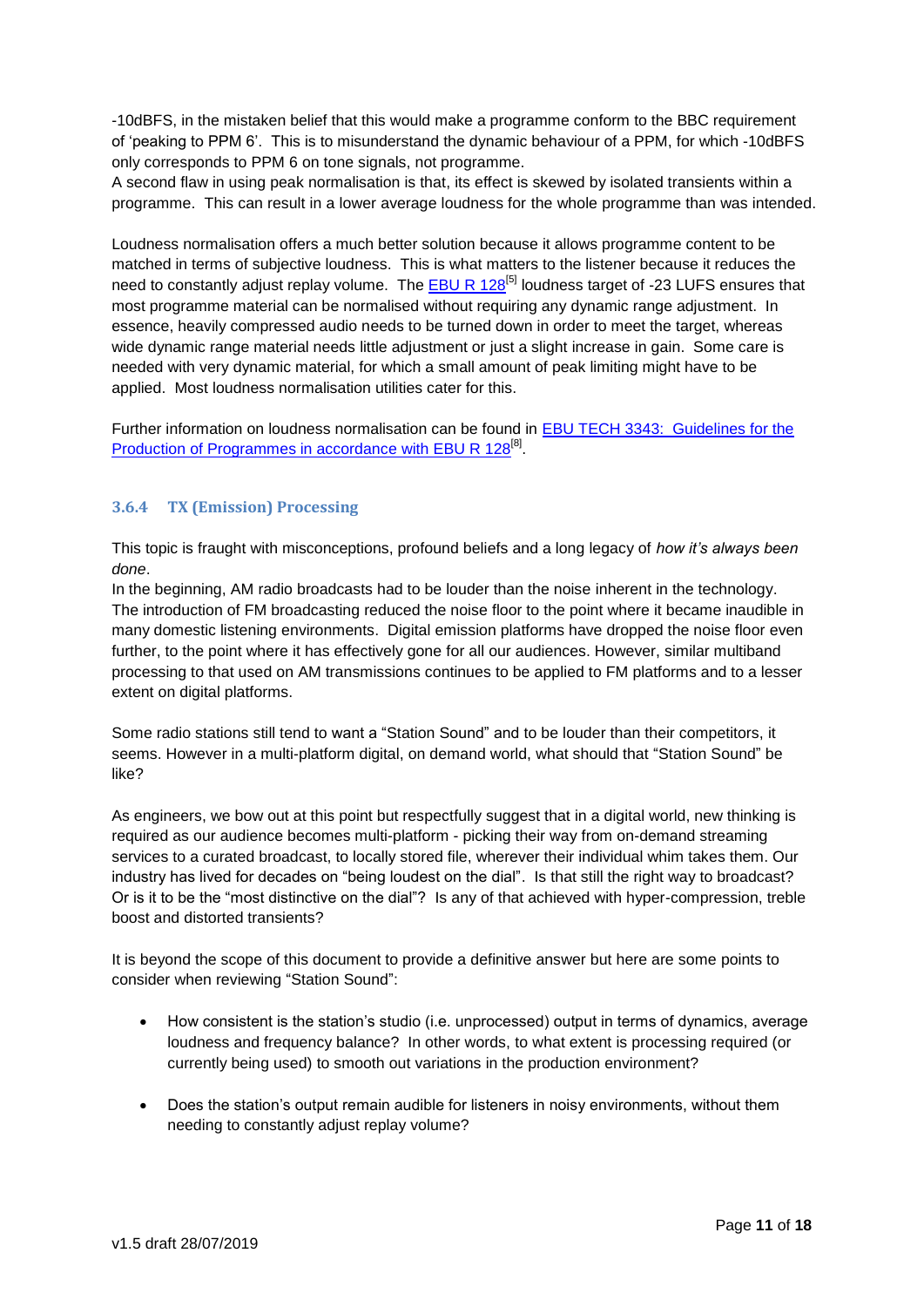-10dBFS, in the mistaken belief that this would make a programme conform to the BBC requirement of 'peaking to PPM 6'. This is to misunderstand the dynamic behaviour of a PPM, for which -10dBFS only corresponds to PPM 6 on tone signals, not programme.

A second flaw in using peak normalisation is that, its effect is skewed by isolated transients within a programme. This can result in a lower average loudness for the whole programme than was intended.

Loudness normalisation offers a much better solution because it allows programme content to be matched in terms of subjective loudness. This is what matters to the listener because it reduces the need to constantly adjust replay volume. The EBU R 128[5] loudness target of -23 LUFS ensures that most programme material can be normalised without requiring any dynamic range adjustment. In essence, heavily compressed audio needs to be turned down in order to meet the target, whereas wide dynamic range material needs little adjustment or just a slight increase in gain. Some care is needed with very dynamic material, for which a small amount of peak limiting might have to be applied. Most loudness normalisation utilities cater for this.

Further information on loudness normalisation can be found in EBU TECH 3343: Guidelines for the Production of Programmes in accordance with EBU R 128[8].

### 3.6.4 TX (Emission) Processing

This topic is fraught with misconceptions, profound beliefs and a long legacy of *how it's always been done*.

In the beginning, AM radio broadcasts had to be louder than the noise inherent in the technology. The introduction of FM broadcasting reduced the noise floor to the point where it became inaudible in many domestic listening environments. Digital emission platforms have dropped the noise floor even further, to the point where it has effectively gone for all our audiences. However, similar multiband processing to that used on AM transmissions continues to be applied to FM platforms and to a lesser extent on digital platforms.

Some radio stations still tend to want a "Station Sound" and to be louder than their competitors, it seems. However in a multi-platform digital, on demand world, what should that "Station Sound" be like?

As engineers, we bow out at this point but respectfully suggest that in a digital world, new thinking is required as our audience becomes multi-platform - picking their way from on-demand streaming services to a curated broadcast, to locally stored file, wherever their individual whim takes them. Our industry has lived for decades on "being loudest on the dial". Is that still the right way to broadcast? Or is it to be the "most distinctive on the dial"? Is any of that achieved with hyper-compression, treble boost and distorted transients?

It is beyond the scope of this document to provide a definitive answer but here are some points to consider when reviewing "Station Sound":

- How consistent is the station's studio (i.e. unprocessed) output in terms of dynamics, average loudness and frequency balance? In other words, to what extent is processing required (or currently being used) to smooth out variations in the production environment?

- Does the station's output remain audible for listeners in noisy environments, without them needing to constantly adjust replay volume?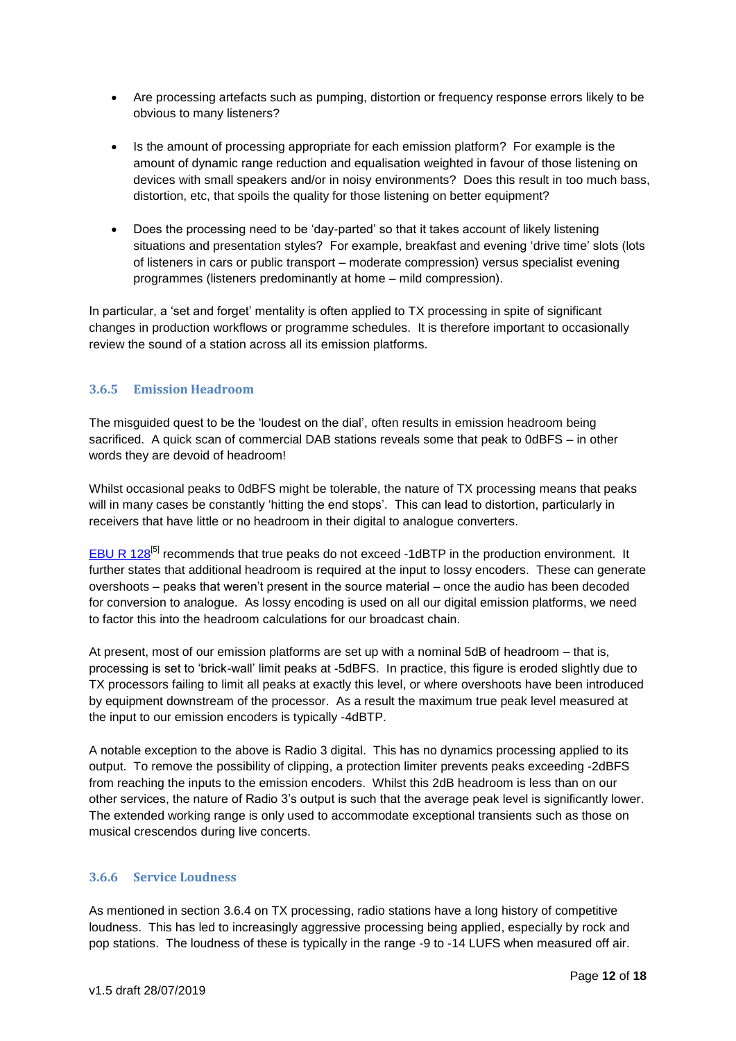- Are processing artefacts such as pumping, distortion or frequency response errors likely to be obvious to many listeners?

- Is the amount of processing appropriate for each emission platform? For example is the amount of dynamic range reduction and equalisation weighted in favour of those listening on devices with small speakers and/or in noisy environments? Does this result in too much bass, distortion, etc, that spoils the quality for those listening on better equipment?

- Does the processing need to be 'day-parted' so that it takes account of likely listening situations and presentation styles? For example, breakfast and evening 'drive time' slots (lots of listeners in cars or public transport – moderate compression) versus specialist evening programmes (listeners predominantly at home – mild compression).

In particular, a 'set and forget' mentality is often applied to TX processing in spite of significant changes in production workflows or programme schedules. It is therefore important to occasionally review the sound of a station across all its emission platforms.

### 3.6.5 Emission Headroom

The misguided quest to be the 'loudest on the dial', often results in emission headroom being sacrificed. A quick scan of commercial DAB stations reveals some that peak to 0dBFS – in other words they are devoid of headroom!

Whilst occasional peaks to 0dBFS might be tolerable, the nature of TX processing means that peaks will in many cases be constantly 'hitting the end stops'. This can lead to distortion, particularly in receivers that have little or no headroom in their digital to analogue converters.

EBU R 128[5] recommends that true peaks do not exceed -1dBTP in the production environment. It further states that additional headroom is required at the input to lossy encoders. These can generate overshoots – peaks that weren't present in the source material – once the audio has been decoded for conversion to analogue. As lossy encoding is used on all our digital emission platforms, we need to factor this into the headroom calculations for our broadcast chain.

At present, most of our emission platforms are set up with a nominal 5dB of headroom – that is, processing is set to 'brick-wall' limit peaks at -5dBFS. In practice, this figure is eroded slightly due to TX processors failing to limit all peaks at exactly this level, or where overshoots have been introduced by equipment downstream of the processor. As a result the maximum true peak level measured at the input to our emission encoders is typically -4dBTP.

A notable exception to the above is Radio 3 digital. This has no dynamics processing applied to its output. To remove the possibility of clipping, a protection limiter prevents peaks exceeding -2dBFS from reaching the inputs to the emission encoders. Whilst this 2dB headroom is less than on our other services, the nature of Radio 3's output is such that the average peak level is significantly lower. The extended working range is only used to accommodate exceptional transients such as those on musical crescendos during live concerts.

### 3.6.6 Service Loudness

As mentioned in section 3.6.4 on TX processing, radio stations have a long history of competitive loudness. This has led to increasingly aggressive processing being applied, especially by rock and pop stations. The loudness of these is typically in the range -9 to -14 LUFS when measured off air.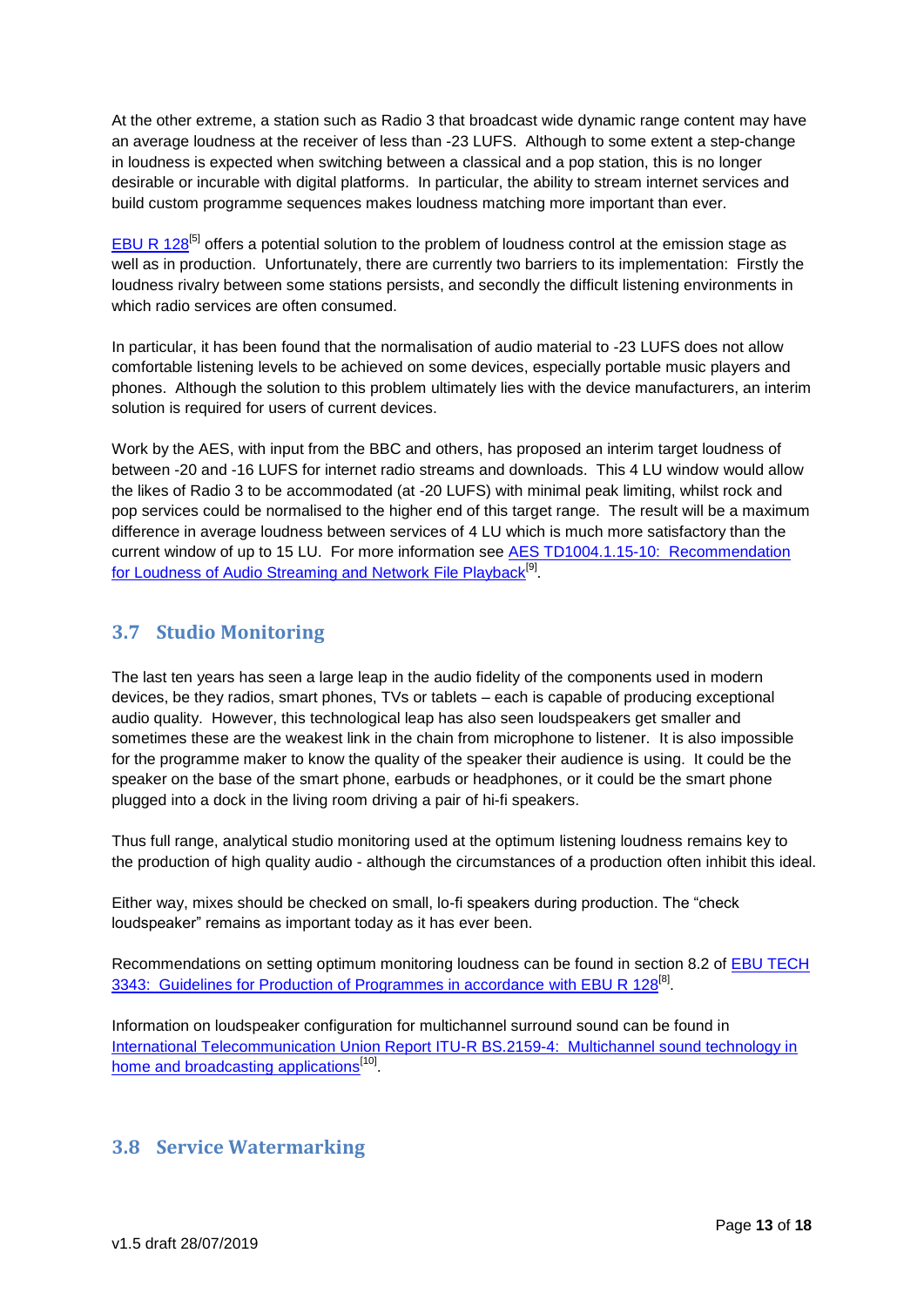At the other extreme, a station such as Radio 3 that broadcast wide dynamic range content may have an average loudness at the receiver of less than -23 LUFS. Although to some extent a step-change in loudness is expected when switching between a classical and a pop station, this is no longer desirable or incurable with digital platforms. In particular, the ability to stream internet services and build custom programme sequences makes loudness matching more important than ever.

EBU R 128[5] offers a potential solution to the problem of loudness control at the emission stage as well as in production. Unfortunately, there are currently two barriers to its implementation: Firstly the loudness rivalry between some stations persists, and secondly the difficult listening environments in which radio services are often consumed.

In particular, it has been found that the normalisation of audio material to -23 LUFS does not allow comfortable listening levels to be achieved on some devices, especially portable music players and phones. Although the solution to this problem ultimately lies with the device manufacturers, an interim solution is required for users of current devices.

Work by the AES, with input from the BBC and others, has proposed an interim target loudness of between -20 and -16 LUFS for internet radio streams and downloads. This 4 LU window would allow the likes of Radio 3 to be accommodated (at -20 LUFS) with minimal peak limiting, whilst rock and pop services could be normalised to the higher end of this target range. The result will be a maximum difference in average loudness between services of 4 LU which is much more satisfactory than the current window of up to 15 LU. For more information see AES TD1004.1.15-10: Recommendation for Loudness of Audio Streaming and Network File Playback[9].

## 3.7 Studio Monitoring

The last ten years has seen a large leap in the audio fidelity of the components used in modern devices, be they radios, smart phones, TVs or tablets – each is capable of producing exceptional audio quality. However, this technological leap has also seen loudspeakers get smaller and sometimes these are the weakest link in the chain from microphone to listener. It is also impossible for the programme maker to know the quality of the speaker their audience is using. It could be the speaker on the base of the smart phone, earbuds or headphones, or it could be the smart phone plugged into a dock in the living room driving a pair of hi-fi speakers.

Thus full range, analytical studio monitoring used at the optimum listening loudness remains key to the production of high quality audio - although the circumstances of a production often inhibit this ideal.

Either way, mixes should be checked on small, lo-fi speakers during production. The "check loudspeaker" remains as important today as it has ever been.

Recommendations on setting optimum monitoring loudness can be found in section 8.2 of EBU TECH 3343: Guidelines for Production of Programmes in accordance with EBU R 128[8].

Information on loudspeaker configuration for multichannel surround sound can be found in International Telecommunication Union Report ITU-R BS.2159-4: Multichannel sound technology in home and broadcasting applications[10].

## 3.8 Service Watermarking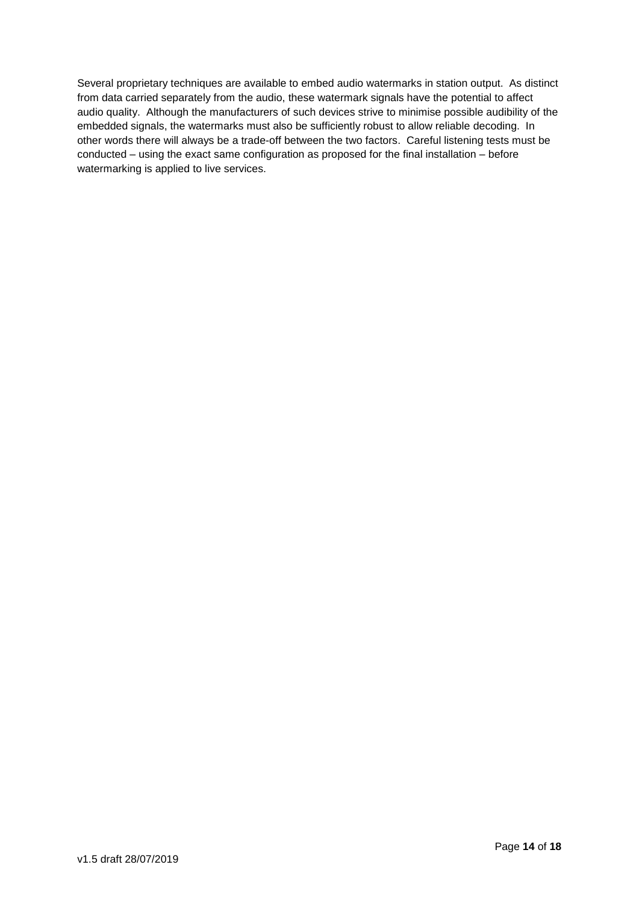Several proprietary techniques are available to embed audio watermarks in station output. As distinct from data carried separately from the audio, these watermark signals have the potential to affect audio quality. Although the manufacturers of such devices strive to minimise possible audibility of the embedded signals, the watermarks must also be sufficiently robust to allow reliable decoding. In other words there will always be a trade-off between the two factors. Careful listening tests must be conducted – using the exact same configuration as proposed for the final installation – before watermarking is applied to live services.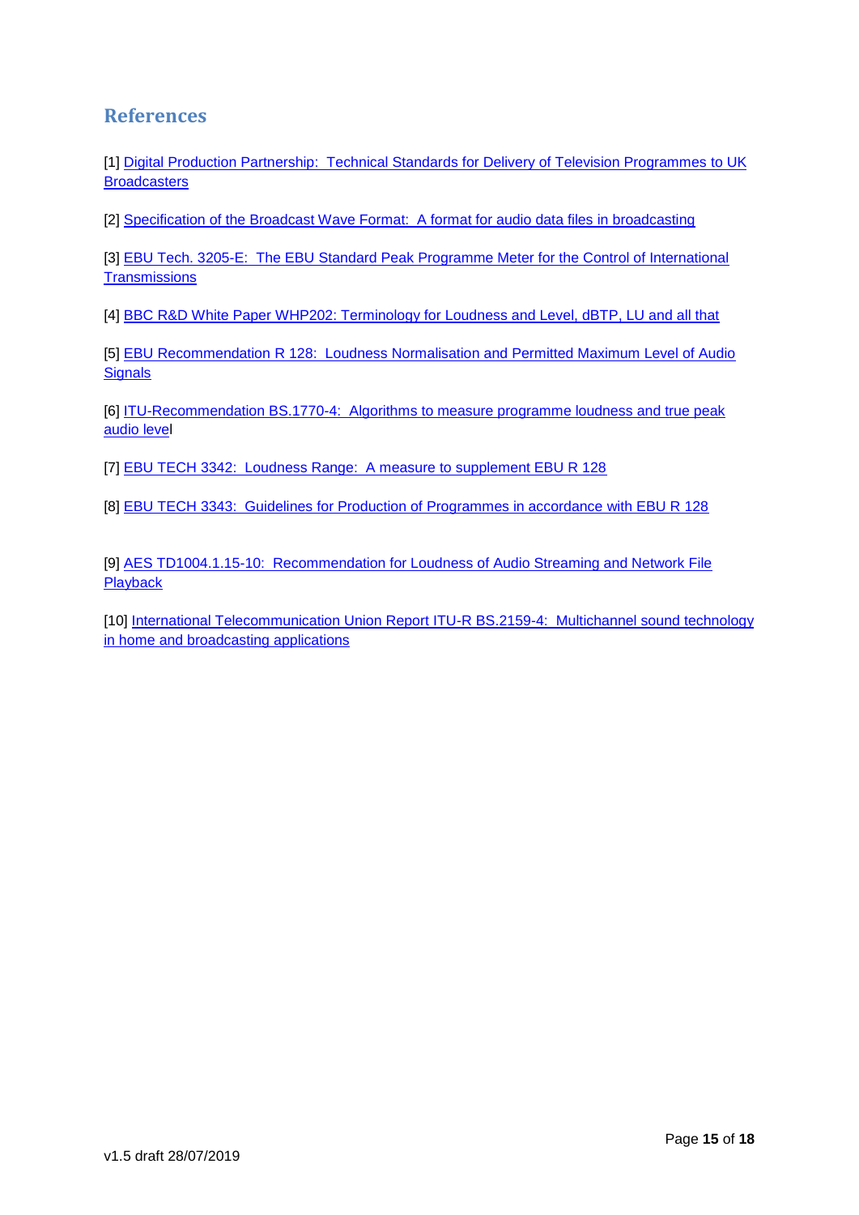## References

[1] Digital Production Partnership: Technical Standards for Delivery of Television Programmes to UK Broadcasters

[2] Specification of the Broadcast Wave Format: A format for audio data files in broadcasting

[3] EBU Tech. 3205-E: The EBU Standard Peak Programme Meter for the Control of International Transmissions

[4] BBC R&D White Paper WHP202: Terminology for Loudness and Level, dBTP, LU and all that

[5] EBU Recommendation R 128: Loudness Normalisation and Permitted Maximum Level of Audio Signals

[6] ITU-Recommendation BS.1770-4: Algorithms to measure programme loudness and true peak audio level

[7] EBU TECH 3342: Loudness Range: A measure to supplement EBU R 128

[8] EBU TECH 3343: Guidelines for Production of Programmes in accordance with EBU R 128

[9] AES TD1004.1.15-10: Recommendation for Loudness of Audio Streaming and Network File Playback

[10] International Telecommunication Union Report ITU-R BS.2159-4: Multichannel sound technology in home and broadcasting applications

v1.5 draft 28/07/2019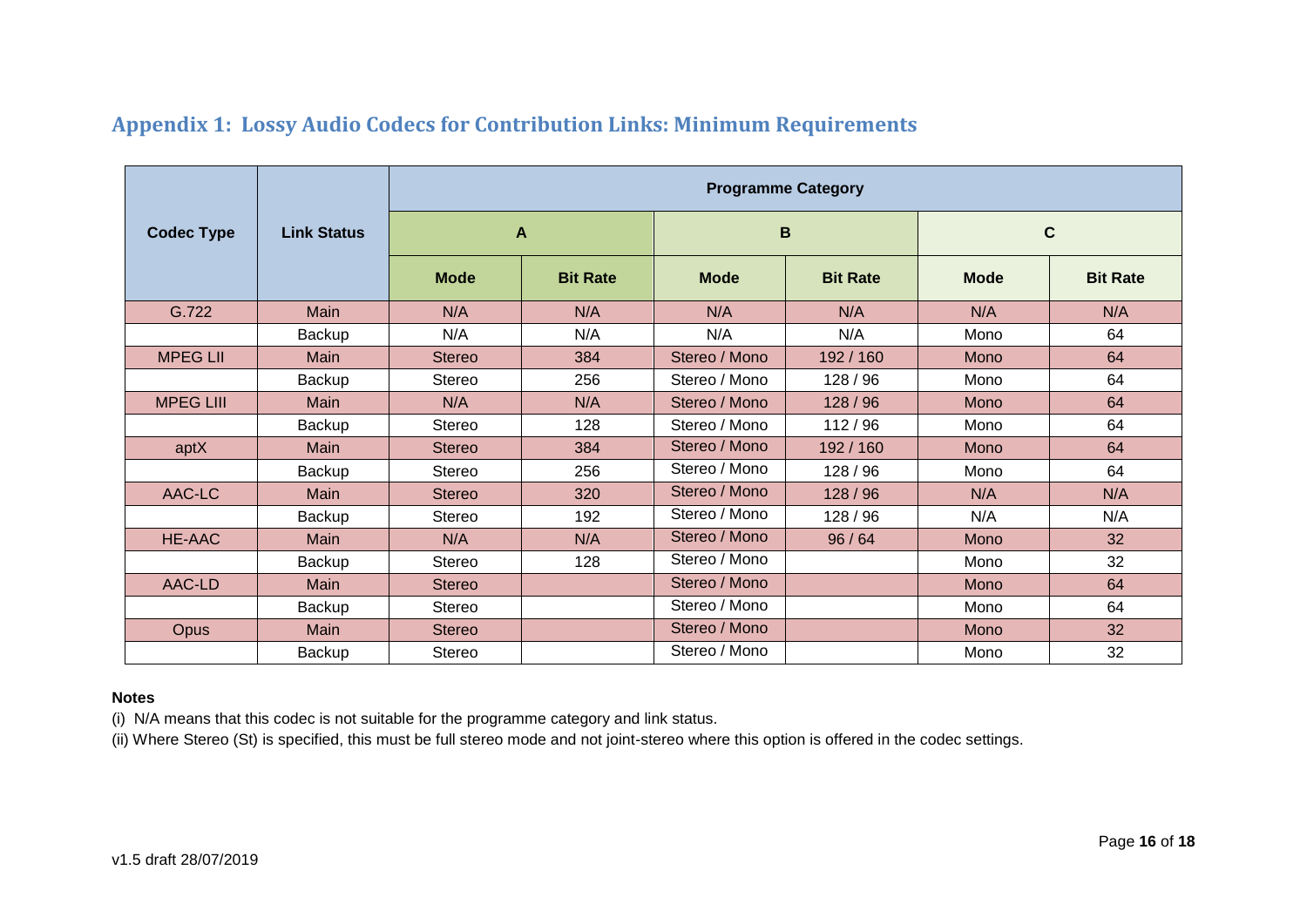## Appendix 1: Lossy Audio Codecs for Contribution Links: Minimum Requirements

| Codec Type | Link Status | Programme Category | | | | | |
|---|---|---|---|---|---|---|---|
| | | A | | B | | C | |
| | | Mode | Bit Rate | Mode | Bit Rate | Mode | Bit Rate |
| G.722 | Main | N/A | N/A | N/A | N/A | N/A | N/A |
| | Backup | N/A | N/A | N/A | N/A | Mono | 64 |
| MPEG LII | Main | Stereo | 384 | Stereo / Mono | 192 / 160 | Mono | 64 |
| | Backup | Stereo | 256 | Stereo / Mono | 128 / 96 | Mono | 64 |
| MPEG LIII | Main | N/A | N/A | Stereo / Mono | 128 / 96 | Mono | 64 |
| | Backup | Stereo | 128 | Stereo / Mono | 112 / 96 | Mono | 64 |
| aptX | Main | Stereo | 384 | Stereo / Mono | 192 / 160 | Mono | 64 |
| | Backup | Stereo | 256 | Stereo / Mono | 128 / 96 | Mono | 64 |
| AAC-LC | Main | Stereo | 320 | Stereo / Mono | 128 / 96 | N/A | N/A |
| | Backup | Stereo | 192 | Stereo / Mono | 128 / 96 | N/A | N/A |
| HE-AAC | Main | N/A | N/A | Stereo / Mono | 96 / 64 | Mono | 32 |
| | Backup | Stereo | 128 | Stereo / Mono | | Mono | 32 |
| AAC-LD | Main | Stereo | | Stereo / Mono | | Mono | 64 |
| | Backup | Stereo | | Stereo / Mono | | Mono | 64 |
| Opus | Main | Stereo | | Stereo / Mono | | Mono | 32 |
| | Backup | Stereo | | Stereo / Mono | | Mono | 32 |

**Notes**

(i) N/A means that this codec is not suitable for the programme category and link status.

(ii) Where Stereo (St) is specified, this must be full stereo mode and not joint-stereo where this option is offered in the codec settings.

v1.5 draft 28/07/2019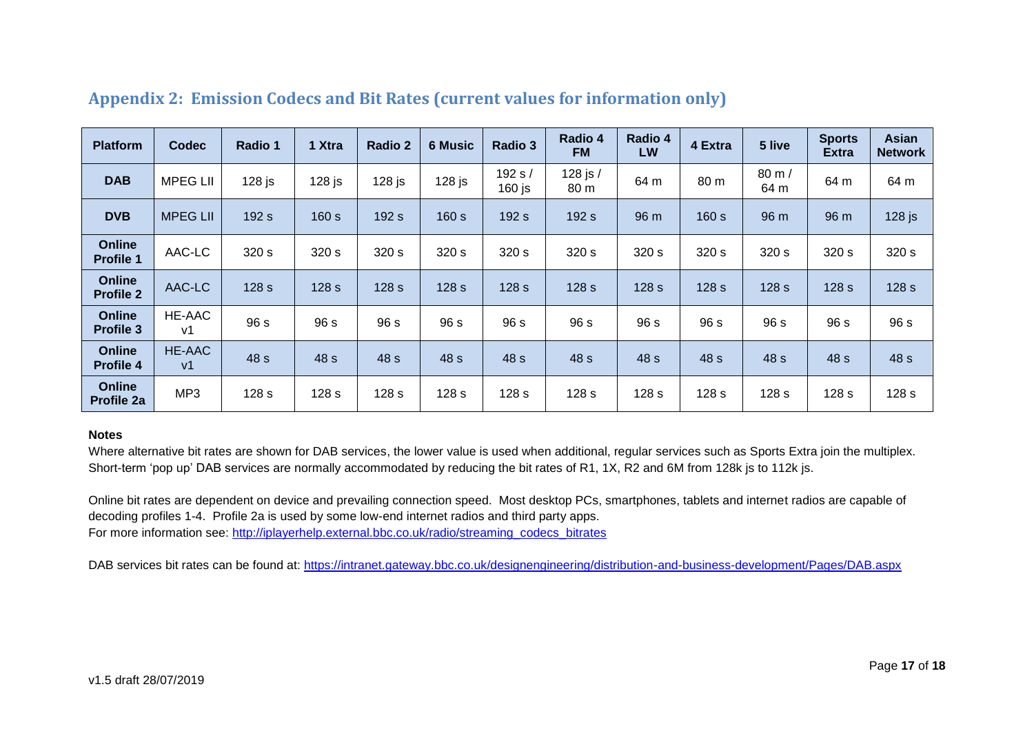## Appendix 2: Emission Codecs and Bit Rates (current values for information only)

| Platform | Codec | Radio 1 | 1 Xtra | Radio 2 | 6 Music | Radio 3 | Radio 4 FM | Radio 4 LW | 4 Extra | 5 live | Sports Extra | Asian Network |
|---|---|---|---|---|---|---|---|---|---|---|---|---|
| **DAB** | MPEG LII | 128 js | 128 js | 128 js | 128 js | 192 s / 160 js | 128 js / 80 m | 64 m | 80 m | 80 m / 64 m | 64 m | 64 m |
| **DVB** | MPEG LII | 192 s | 160 s | 192 s | 160 s | 192 s | 192 s | 96 m | 160 s | 96 m | 96 m | 128 js |
| **Online Profile 1** | AAC-LC | 320 s | 320 s | 320 s | 320 s | 320 s | 320 s | 320 s | 320 s | 320 s | 320 s | 320 s |
| **Online Profile 2** | AAC-LC | 128 s | 128 s | 128 s | 128 s | 128 s | 128 s | 128 s | 128 s | 128 s | 128 s | 128 s |
| **Online Profile 3** | HE-AAC v1 | 96 s | 96 s | 96 s | 96 s | 96 s | 96 s | 96 s | 96 s | 96 s | 96 s | 96 s |
| **Online Profile 4** | HE-AAC v1 | 48 s | 48 s | 48 s | 48 s | 48 s | 48 s | 48 s | 48 s | 48 s | 48 s | 48 s |
| **Online Profile 2a** | MP3 | 128 s | 128 s | 128 s | 128 s | 128 s | 128 s | 128 s | 128 s | 128 s | 128 s | 128 s |

**Notes**

Where alternative bit rates are shown for DAB services, the lower value is used when additional, regular services such as Sports Extra join the multiplex. Short-term 'pop up' DAB services are normally accommodated by reducing the bit rates of R1, 1X, R2 and 6M from 128k js to 112k js.

Online bit rates are dependent on device and prevailing connection speed. Most desktop PCs, smartphones, tablets and internet radios are capable of decoding profiles 1-4. Profile 2a is used by some low-end internet radios and third party apps.
For more information see: http://iplayerhelp.external.bbc.co.uk/radio/streaming_codecs_bitrates

DAB services bit rates can be found at: https://intranet.gateway.bbc.co.uk/designengineering/distribution-and-business-development/Pages/DAB.aspx

v1.5 draft 28/07/2019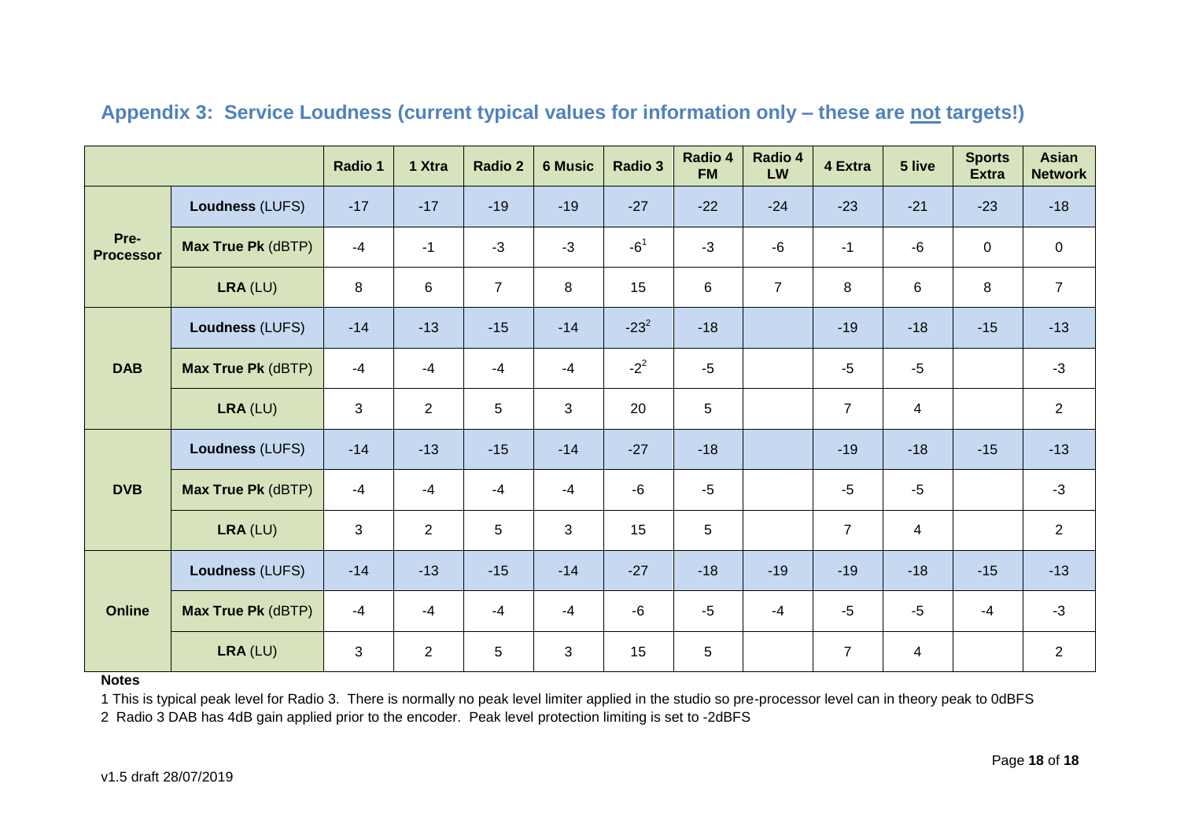## Appendix 3: Service Loudness (current typical values for information only – these are not targets!)

| | | Radio 1 | 1 Xtra | Radio 2 | 6 Music | Radio 3 | Radio 4 FM | Radio 4 LW | 4 Extra | 5 live | Sports Extra | Asian Network |
|---|---|---|---|---|---|---|---|---|---|---|---|---|
| **Pre-Processor** | **Loudness** (LUFS) | -17 | -17 | -19 | -19 | -27 | -22 | -24 | -23 | -21 | -23 | -18 |
| | **Max True Pk** (dBTP) | -4 | -1 | -3 | -3 | -6[1] | -3 | -6 | -1 | -6 | 0 | 0 |
| | **LRA** (LU) | 8 | 6 | 7 | 8 | 15 | 6 | 7 | 8 | 6 | 8 | 7 |
| **DAB** | **Loudness** (LUFS) | -14 | -13 | -15 | -14 | -23[2] | -18 | | -19 | -18 | -15 | -13 |
| | **Max True Pk** (dBTP) | -4 | -4 | -4 | -4 | -2[2] | -5 | | -5 | -5 | | -3 |
| | **LRA** (LU) | 3 | 2 | 5 | 3 | 20 | 5 | | 7 | 4 | | 2 |
| **DVB** | **Loudness** (LUFS) | -14 | -13 | -15 | -14 | -27 | -18 | | -19 | -18 | -15 | -13 |
| | **Max True Pk** (dBTP) | -4 | -4 | -4 | -4 | -6 | -5 | | -5 | -5 | | -3 |
| | **LRA** (LU) | 3 | 2 | 5 | 3 | 15 | 5 | | 7 | 4 | | 2 |
| **Online** | **Loudness** (LUFS) | -14 | -13 | -15 | -14 | -27 | -18 | -19 | -19 | -18 | -15 | -13 |
| | **Max True Pk** (dBTP) | -4 | -4 | -4 | -4 | -6 | -5 | -4 | -5 | -5 | -4 | -3 |
| | **LRA** (LU) | 3 | 2 | 5 | 3 | 15 | 5 | | 7 | 4 | | 2 |

**Notes**

1 This is typical peak level for Radio 3. There is normally no peak level limiter applied in the studio so pre-processor level can in theory peak to 0dBFS

2 Radio 3 DAB has 4dB gain applied prior to the encoder. Peak level protection limiting is set to -2dBFS

v1.5 draft 28/07/2019